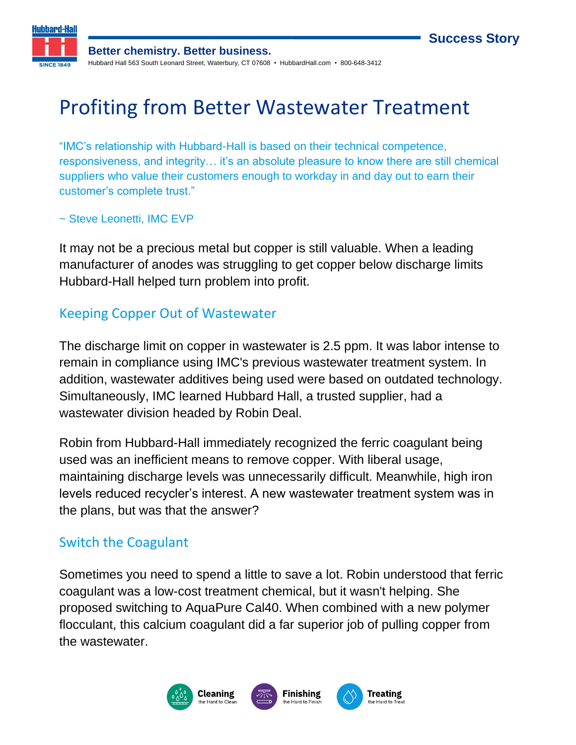# Profiting from Better Wastewater Treatment

"IMC's relationship with Hubbard-Hall is based on their technical competence, responsiveness, and integrity… it's an absolute pleasure to know there are still chemical suppliers who value their customers enough to workday in and day out to earn their customer's complete trust."

~ Steve Leonetti, IMC EVP

It may not be a precious metal but copper is still valuable. When a leading manufacturer of anodes was struggling to get copper below discharge limits Hubbard-Hall helped turn problem into profit.

## Keeping Copper Out of Wastewater

The discharge limit on copper in wastewater is 2.5 ppm. It was labor intense to remain in compliance using IMC's previous wastewater treatment system. In addition, wastewater additives being used were based on outdated technology. Simultaneously, IMC learned Hubbard Hall, a trusted supplier, had a wastewater division headed by Robin Deal.

Robin from Hubbard-Hall immediately recognized the ferric coagulant being used was an inefficient means to remove copper. With liberal usage, maintaining discharge levels was unnecessarily difficult. Meanwhile, high iron levels reduced recycler's interest. A new wastewater treatment system was in the plans, but was that the answer?

## Switch the Coagulant

Sometimes you need to spend a little to save a lot. Robin understood that ferric coagulant was a low-cost treatment chemical, but it wasn't helping. She proposed switching to AquaPure Cal40. When combined with a new polymer flocculant, this calcium coagulant did a far superior job of pulling copper from the wastewater.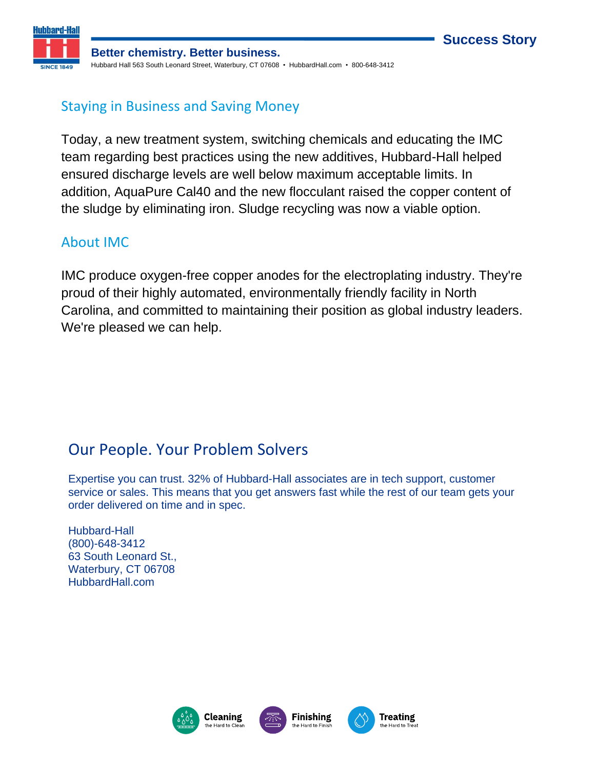## Staying in Business and Saving Money

Today, a new treatment system, switching chemicals and educating the IMC team regarding best practices using the new additives, Hubbard-Hall helped ensured discharge levels are well below maximum acceptable limits. In addition, AquaPure Cal40 and the new flocculant raised the copper content of the sludge by eliminating iron. Sludge recycling was now a viable option.

## About IMC

IMC produce oxygen-free copper anodes for the electroplating industry. They're proud of their highly automated, environmentally friendly facility in North Carolina, and committed to maintaining their position as global industry leaders. We're pleased we can help.

## Our People. Your Problem Solvers

Expertise you can trust. 32% of Hubbard-Hall associates are in tech support, customer service or sales. This means that you get answers fast while the rest of our team gets your order delivered on time and in spec.

Hubbard-Hall
(800)-648-3412
63 South Leonard St.,
Waterbury, CT 06708
HubbardHall.com

**Cleaning** the Hard to Clean **Finishing** the Hard to Finish **Treating** the Hard to Treat